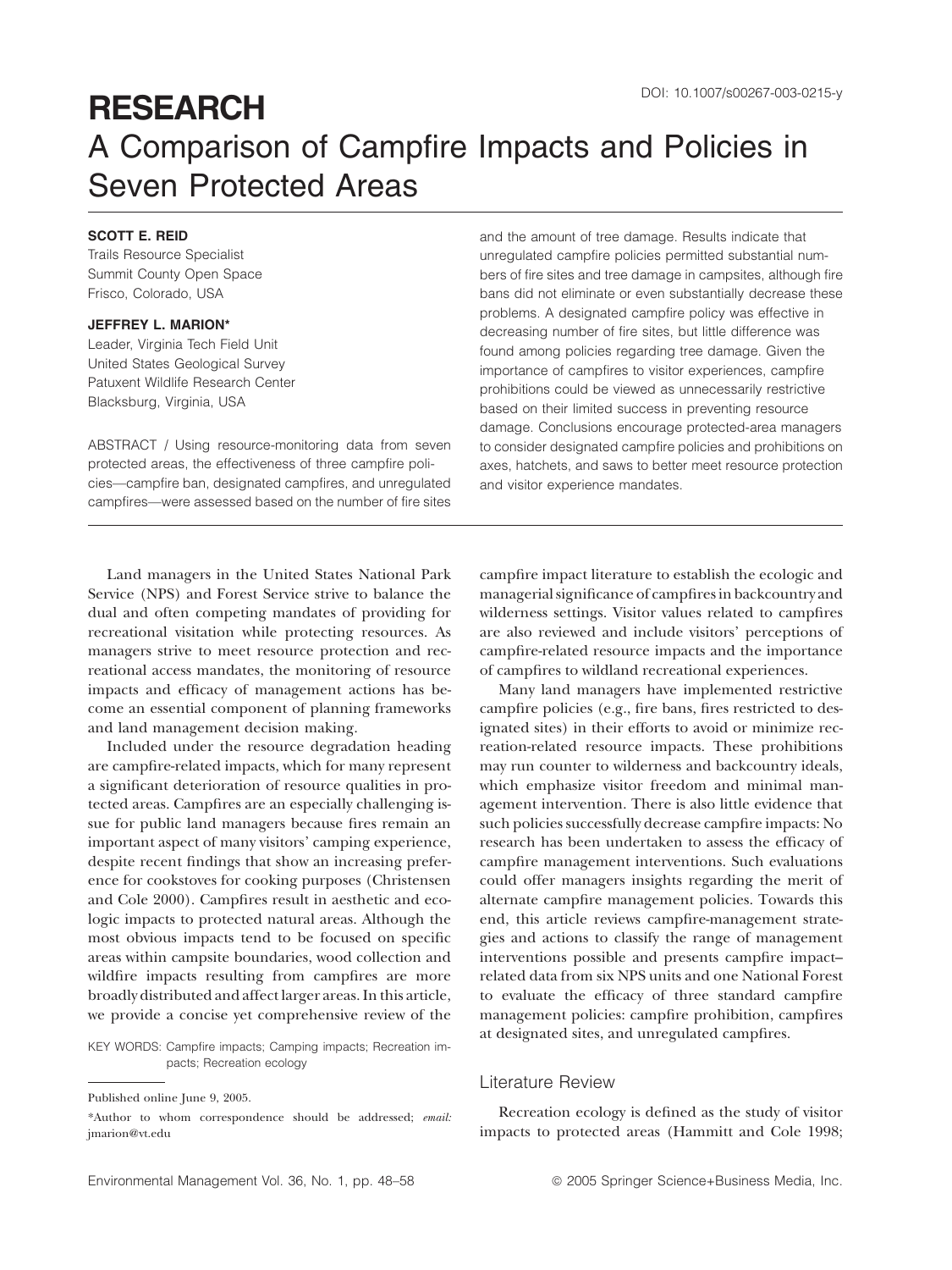DOI: 10.1007/s00267-003-0215-y

# RESEARCH

# A Comparison of Campfire Impacts and Policies in Seven Protected Areas

**SCOTT E. REID**
Trails Resource Specialist
Summit County Open Space
Frisco, Colorado, USA

**JEFFREY L. MARION***
Leader, Virginia Tech Field Unit
United States Geological Survey
Patuxent Wildlife Research Center
Blacksburg, Virginia, USA

ABSTRACT / Using resource-monitoring data from seven protected areas, the effectiveness of three campfire policies—campfire ban, designated campfires, and unregulated campfires—were assessed based on the number of fire sites and the amount of tree damage. Results indicate that unregulated campfire policies permitted substantial numbers of fire sites and tree damage in campsites, although fire bans did not eliminate or even substantially decrease these problems. A designated campfire policy was effective in decreasing number of fire sites, but little difference was found among policies regarding tree damage. Given the importance of campfires to visitor experiences, campfire prohibitions could be viewed as unnecessarily restrictive based on their limited success in preventing resource damage. Conclusions encourage protected-area managers to consider designated campfire policies and prohibitions on axes, hatchets, and saws to better meet resource protection and visitor experience mandates.

Land managers in the United States National Park Service (NPS) and Forest Service strive to balance the dual and often competing mandates of providing for recreational visitation while protecting resources. As managers strive to meet resource protection and recreational access mandates, the monitoring of resource impacts and efficacy of management actions has become an essential component of planning frameworks and land management decision making.

Included under the resource degradation heading are campfire-related impacts, which for many represent a significant deterioration of resource qualities in protected areas. Campfires are an especially challenging issue for public land managers because fires remain an important aspect of many visitors' camping experience, despite recent findings that show an increasing preference for cookstoves for cooking purposes (Christensen and Cole 2000). Campfires result in aesthetic and ecologic impacts to protected natural areas. Although the most obvious impacts tend to be focused on specific areas within campsite boundaries, wood collection and wildfire impacts resulting from campfires are more broadly distributed and affect larger areas. In this article, we provide a concise yet comprehensive review of the campfire impact literature to establish the ecologic and managerial significance of campfires in backcountry and wilderness settings. Visitor values related to campfires are also reviewed and include visitors' perceptions of campfire-related resource impacts and the importance of campfires to wildland recreational experiences.

Many land managers have implemented restrictive campfire policies (e.g., fire bans, fires restricted to designated sites) in their efforts to avoid or minimize recreation-related resource impacts. These prohibitions may run counter to wilderness and backcountry ideals, which emphasize visitor freedom and minimal management intervention. There is also little evidence that such policies successfully decrease campfire impacts: No research has been undertaken to assess the efficacy of campfire management interventions. Such evaluations could offer managers insights regarding the merit of alternate campfire management policies. Towards this end, this article reviews campfire-management strategies and actions to classify the range of management interventions possible and presents campfire impact–related data from six NPS units and one National Forest to evaluate the efficacy of three standard campfire management policies: campfire prohibition, campfires at designated sites, and unregulated campfires.

KEY WORDS: Campfire impacts; Camping impacts; Recreation impacts; Recreation ecology

Published online June 9, 2005.

*Author to whom correspondence should be addressed; *email:* jmarion@vt.edu

## Literature Review

Recreation ecology is defined as the study of visitor impacts to protected areas (Hammitt and Cole 1998;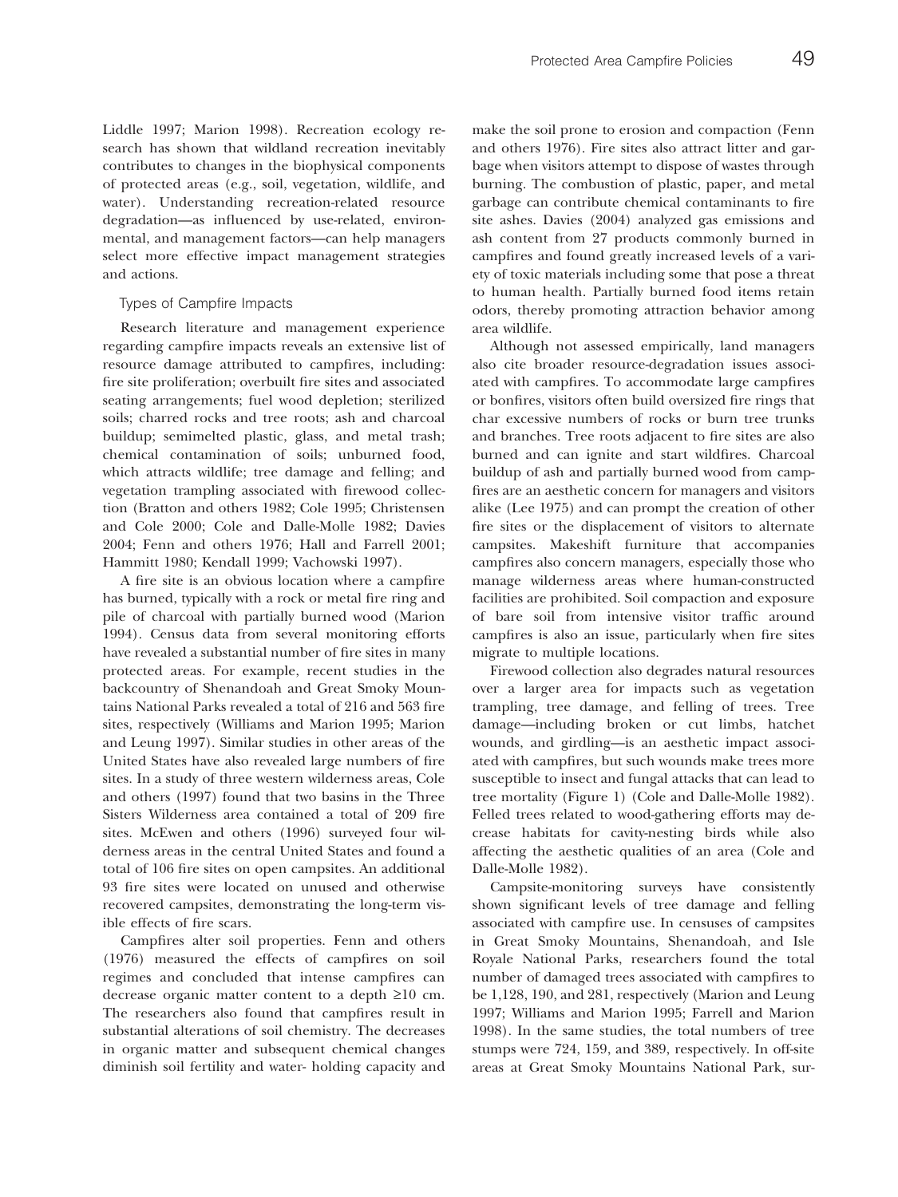Liddle 1997; Marion 1998). Recreation ecology research has shown that wildland recreation inevitably contributes to changes in the biophysical components of protected areas (e.g., soil, vegetation, wildlife, and water). Understanding recreation-related resource degradation—as influenced by use-related, environmental, and management factors—can help managers select more effective impact management strategies and actions.

### Types of Campfire Impacts

Research literature and management experience regarding campfire impacts reveals an extensive list of resource damage attributed to campfires, including: fire site proliferation; overbuilt fire sites and associated seating arrangements; fuel wood depletion; sterilized soils; charred rocks and tree roots; ash and charcoal buildup; semimelted plastic, glass, and metal trash; chemical contamination of soils; unburned food, which attracts wildlife; tree damage and felling; and vegetation trampling associated with firewood collection (Bratton and others 1982; Cole 1995; Christensen and Cole 2000; Cole and Dalle-Molle 1982; Davies 2004; Fenn and others 1976; Hall and Farrell 2001; Hammitt 1980; Kendall 1999; Vachowski 1997).

A fire site is an obvious location where a campfire has burned, typically with a rock or metal fire ring and pile of charcoal with partially burned wood (Marion 1994). Census data from several monitoring efforts have revealed a substantial number of fire sites in many protected areas. For example, recent studies in the backcountry of Shenandoah and Great Smoky Mountains National Parks revealed a total of 216 and 563 fire sites, respectively (Williams and Marion 1995; Marion and Leung 1997). Similar studies in other areas of the United States have also revealed large numbers of fire sites. In a study of three western wilderness areas, Cole and others (1997) found that two basins in the Three Sisters Wilderness area contained a total of 209 fire sites. McEwen and others (1996) surveyed four wilderness areas in the central United States and found a total of 106 fire sites on open campsites. An additional 93 fire sites were located on unused and otherwise recovered campsites, demonstrating the long-term visible effects of fire scars.

Campfires alter soil properties. Fenn and others (1976) measured the effects of campfires on soil regimes and concluded that intense campfires can decrease organic matter content to a depth ≥10 cm. The researchers also found that campfires result in substantial alterations of soil chemistry. The decreases in organic matter and subsequent chemical changes diminish soil fertility and water- holding capacity and make the soil prone to erosion and compaction (Fenn and others 1976). Fire sites also attract litter and garbage when visitors attempt to dispose of wastes through burning. The combustion of plastic, paper, and metal garbage can contribute chemical contaminants to fire site ashes. Davies (2004) analyzed gas emissions and ash content from 27 products commonly burned in campfires and found greatly increased levels of a variety of toxic materials including some that pose a threat to human health. Partially burned food items retain odors, thereby promoting attraction behavior among area wildlife.

Although not assessed empirically, land managers also cite broader resource-degradation issues associated with campfires. To accommodate large campfires or bonfires, visitors often build oversized fire rings that char excessive numbers of rocks or burn tree trunks and branches. Tree roots adjacent to fire sites are also burned and can ignite and start wildfires. Charcoal buildup of ash and partially burned wood from campfires are an aesthetic concern for managers and visitors alike (Lee 1975) and can prompt the creation of other fire sites or the displacement of visitors to alternate campsites. Makeshift furniture that accompanies campfires also concern managers, especially those who manage wilderness areas where human-constructed facilities are prohibited. Soil compaction and exposure of bare soil from intensive visitor traffic around campfires is also an issue, particularly when fire sites migrate to multiple locations.

Firewood collection also degrades natural resources over a larger area for impacts such as vegetation trampling, tree damage, and felling of trees. Tree damage—including broken or cut limbs, hatchet wounds, and girdling—is an aesthetic impact associated with campfires, but such wounds make trees more susceptible to insect and fungal attacks that can lead to tree mortality (Figure 1) (Cole and Dalle-Molle 1982). Felled trees related to wood-gathering efforts may decrease habitats for cavity-nesting birds while also affecting the aesthetic qualities of an area (Cole and Dalle-Molle 1982).

Campsite-monitoring surveys have consistently shown significant levels of tree damage and felling associated with campfire use. In censuses of campsites in Great Smoky Mountains, Shenandoah, and Isle Royale National Parks, researchers found the total number of damaged trees associated with campfires to be 1,128, 190, and 281, respectively (Marion and Leung 1997; Williams and Marion 1995; Farrell and Marion 1998). In the same studies, the total numbers of tree stumps were 724, 159, and 389, respectively. In off-site areas at Great Smoky Mountains National Park, sur-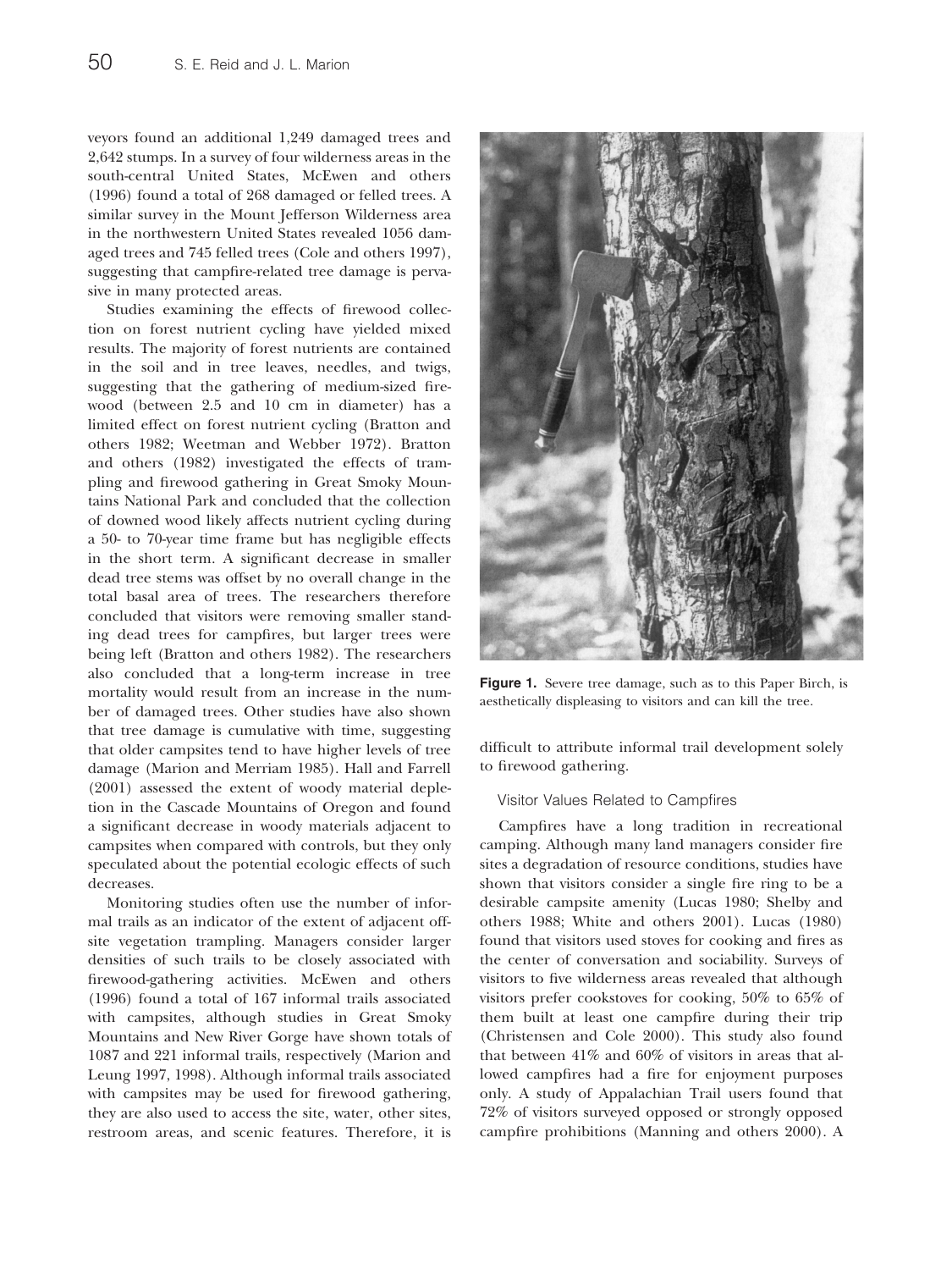veyors found an additional 1,249 damaged trees and 2,642 stumps. In a survey of four wilderness areas in the south-central United States, McEwen and others (1996) found a total of 268 damaged or felled trees. A similar survey in the Mount Jefferson Wilderness area in the northwestern United States revealed 1056 damaged trees and 745 felled trees (Cole and others 1997), suggesting that campfire-related tree damage is pervasive in many protected areas.

Studies examining the effects of firewood collection on forest nutrient cycling have yielded mixed results. The majority of forest nutrients are contained in the soil and in tree leaves, needles, and twigs, suggesting that the gathering of medium-sized firewood (between 2.5 and 10 cm in diameter) has a limited effect on forest nutrient cycling (Bratton and others 1982; Weetman and Webber 1972). Bratton and others (1982) investigated the effects of trampling and firewood gathering in Great Smoky Mountains National Park and concluded that the collection of downed wood likely affects nutrient cycling during a 50- to 70-year time frame but has negligible effects in the short term. A significant decrease in smaller dead tree stems was offset by no overall change in the total basal area of trees. The researchers therefore concluded that visitors were removing smaller standing dead trees for campfires, but larger trees were being left (Bratton and others 1982). The researchers also concluded that a long-term increase in tree mortality would result from an increase in the number of damaged trees. Other studies have also shown that tree damage is cumulative with time, suggesting that older campsites tend to have higher levels of tree damage (Marion and Merriam 1985). Hall and Farrell (2001) assessed the extent of woody material depletion in the Cascade Mountains of Oregon and found a significant decrease in woody materials adjacent to campsites when compared with controls, but they only speculated about the potential ecologic effects of such decreases.

Monitoring studies often use the number of informal trails as an indicator of the extent of adjacent offsite vegetation trampling. Managers consider larger densities of such trails to be closely associated with firewood-gathering activities. McEwen and others (1996) found a total of 167 informal trails associated with campsites, although studies in Great Smoky Mountains and New River Gorge have shown totals of 1087 and 221 informal trails, respectively (Marion and Leung 1997, 1998). Although informal trails associated with campsites may be used for firewood gathering, they are also used to access the site, water, other sites, restroom areas, and scenic features. Therefore, it is difficult to attribute informal trail development solely to firewood gathering.

**Figure 1.** Severe tree damage, such as to this Paper Birch, is aesthetically displeasing to visitors and can kill the tree.

### Visitor Values Related to Campfires

Campfires have a long tradition in recreational camping. Although many land managers consider fire sites a degradation of resource conditions, studies have shown that visitors consider a single fire ring to be a desirable campsite amenity (Lucas 1980; Shelby and others 1988; White and others 2001). Lucas (1980) found that visitors used stoves for cooking and fires as the center of conversation and sociability. Surveys of visitors to five wilderness areas revealed that although visitors prefer cookstoves for cooking, 50% to 65% of them built at least one campfire during their trip (Christensen and Cole 2000). This study also found that between 41% and 60% of visitors in areas that allowed campfires had a fire for enjoyment purposes only. A study of Appalachian Trail users found that 72% of visitors surveyed opposed or strongly opposed campfire prohibitions (Manning and others 2000). A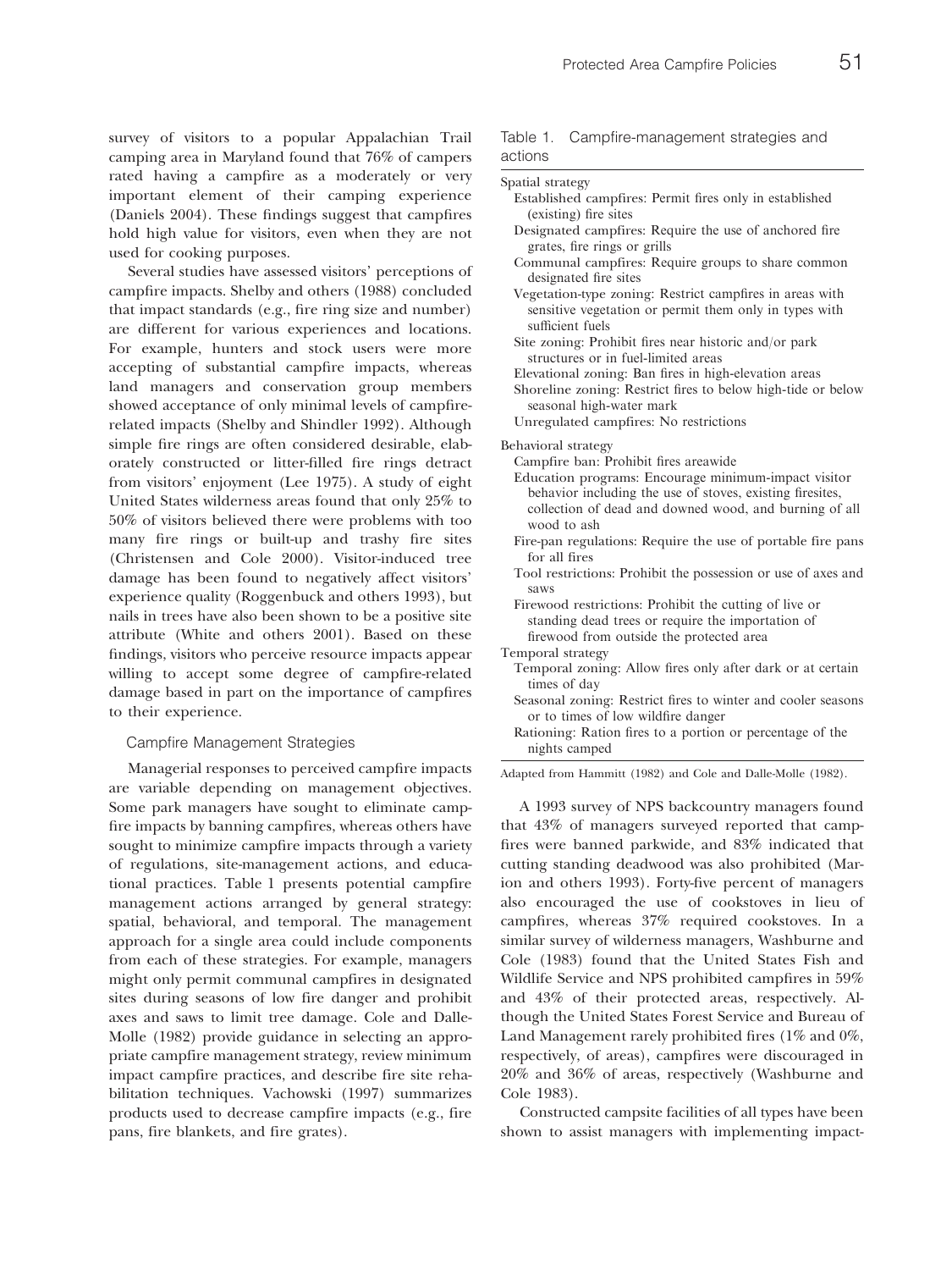survey of visitors to a popular Appalachian Trail camping area in Maryland found that 76% of campers rated having a campfire as a moderately or very important element of their camping experience (Daniels 2004). These findings suggest that campfires hold high value for visitors, even when they are not used for cooking purposes.

Several studies have assessed visitors' perceptions of campfire impacts. Shelby and others (1988) concluded that impact standards (e.g., fire ring size and number) are different for various experiences and locations. For example, hunters and stock users were more accepting of substantial campfire impacts, whereas land managers and conservation group members showed acceptance of only minimal levels of campfire-related impacts (Shelby and Shindler 1992). Although simple fire rings are often considered desirable, elaborately constructed or litter-filled fire rings detract from visitors' enjoyment (Lee 1975). A study of eight United States wilderness areas found that only 25% to 50% of visitors believed there were problems with too many fire rings or built-up and trashy fire sites (Christensen and Cole 2000). Visitor-induced tree damage has been found to negatively affect visitors' experience quality (Roggenbuck and others 1993), but nails in trees have also been shown to be a positive site attribute (White and others 2001). Based on these findings, visitors who perceive resource impacts appear willing to accept some degree of campfire-related damage based in part on the importance of campfires to their experience.

## Campfire Management Strategies

Managerial responses to perceived campfire impacts are variable depending on management objectives. Some park managers have sought to eliminate campfire impacts by banning campfires, whereas others have sought to minimize campfire impacts through a variety of regulations, site-management actions, and educational practices. Table 1 presents potential campfire management actions arranged by general strategy: spatial, behavioral, and temporal. The management approach for a single area could include components from each of these strategies. For example, managers might only permit communal campfires in designated sites during seasons of low fire danger and prohibit axes and saws to limit tree damage. Cole and Dalle-Molle (1982) provide guidance in selecting an appropriate campfire management strategy, review minimum impact campfire practices, and describe fire site rehabilitation techniques. Vachowski (1997) summarizes products used to decrease campfire impacts (e.g., fire pans, fire blankets, and fire grates).

Table 1. Campfire-management strategies and actions

| |
|---|
| **Spatial strategy** |
| Established campfires: Permit fires only in established (existing) fire sites |
| Designated campfires: Require the use of anchored fire grates, fire rings or grills |
| Communal campfires: Require groups to share common designated fire sites |
| Vegetation-type zoning: Restrict campfires in areas with sensitive vegetation or permit them only in types with sufficient fuels |
| Site zoning: Prohibit fires near historic and/or park structures or in fuel-limited areas |
| Elevational zoning: Ban fires in high-elevation areas |
| Shoreline zoning: Restrict fires to below high-tide or below seasonal high-water mark |
| Unregulated campfires: No restrictions |
| **Behavioral strategy** |
| Campfire ban: Prohibit fires areawide |
| Education programs: Encourage minimum-impact visitor behavior including the use of stoves, existing firesites, collection of dead and downed wood, and burning of all wood to ash |
| Fire-pan regulations: Require the use of portable fire pans for all fires |
| Tool restrictions: Prohibit the possession or use of axes and saws |
| Firewood restrictions: Prohibit the cutting of live or standing dead trees or require the importation of firewood from outside the protected area |
| **Temporal strategy** |
| Temporal zoning: Allow fires only after dark or at certain times of day |
| Seasonal zoning: Restrict fires to winter and cooler seasons or to times of low wildfire danger |
| Rationing: Ration fires to a portion or percentage of the nights camped |

Adapted from Hammitt (1982) and Cole and Dalle-Molle (1982).

A 1993 survey of NPS backcountry managers found that 43% of managers surveyed reported that campfires were banned parkwide, and 83% indicated that cutting standing deadwood was also prohibited (Marion and others 1993). Forty-five percent of managers also encouraged the use of cookstoves in lieu of campfires, whereas 37% required cookstoves. In a similar survey of wilderness managers, Washburne and Cole (1983) found that the United States Fish and Wildlife Service and NPS prohibited campfires in 59% and 43% of their protected areas, respectively. Although the United States Forest Service and Bureau of Land Management rarely prohibited fires (1% and 0%, respectively, of areas), campfires were discouraged in 20% and 36% of areas, respectively (Washburne and Cole 1983).

Constructed campsite facilities of all types have been shown to assist managers with implementing impact-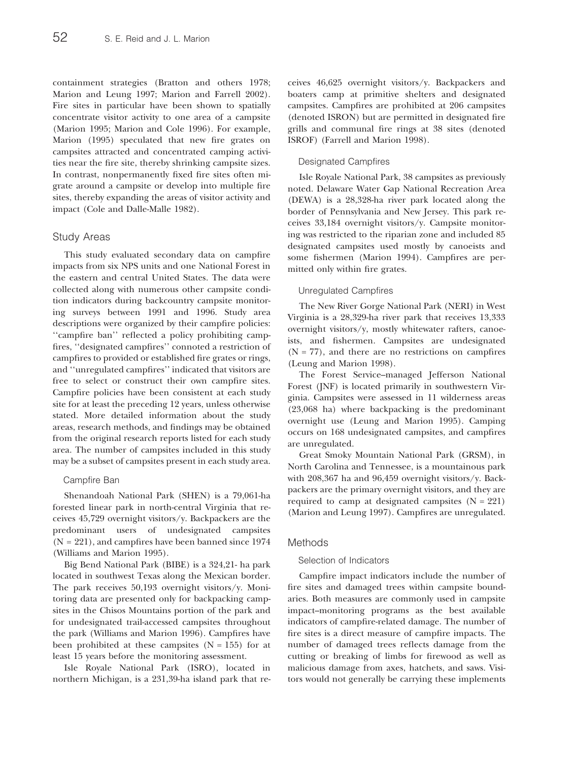containment strategies (Bratton and others 1978; Marion and Leung 1997; Marion and Farrell 2002). Fire sites in particular have been shown to spatially concentrate visitor activity to one area of a campsite (Marion 1995; Marion and Cole 1996). For example, Marion (1995) speculated that new fire grates on campsites attracted and concentrated camping activities near the fire site, thereby shrinking campsite sizes. In contrast, nonpermanently fixed fire sites often migrate around a campsite or develop into multiple fire sites, thereby expanding the areas of visitor activity and impact (Cole and Dalle-Malle 1982).

## Study Areas

This study evaluated secondary data on campfire impacts from six NPS units and one National Forest in the eastern and central United States. The data were collected along with numerous other campsite condition indicators during backcountry campsite monitoring surveys between 1991 and 1996. Study area descriptions were organized by their campfire policies: ''campfire ban'' reflected a policy prohibiting campfires, ''designated campfires'' connoted a restriction of campfires to provided or established fire grates or rings, and ''unregulated campfires'' indicated that visitors are free to select or construct their own campfire sites. Campfire policies have been consistent at each study site for at least the preceding 12 years, unless otherwise stated. More detailed information about the study areas, research methods, and findings may be obtained from the original research reports listed for each study area. The number of campsites included in this study may be a subset of campsites present in each study area.

### Campfire Ban

Shenandoah National Park (SHEN) is a 79,061-ha forested linear park in north-central Virginia that receives 45,729 overnight visitors/y. Backpackers are the predominant users of undesignated campsites (N = 221), and campfires have been banned since 1974 (Williams and Marion 1995).

Big Bend National Park (BIBE) is a 324,21- ha park located in southwest Texas along the Mexican border. The park receives 50,193 overnight visitors/y. Monitoring data are presented only for backpacking campsites in the Chisos Mountains portion of the park and for undesignated trail-accessed campsites throughout the park (Williams and Marion 1996). Campfires have been prohibited at these campsites (N = 155) for at least 15 years before the monitoring assessment.

Isle Royale National Park (ISRO), located in northern Michigan, is a 231,39-ha island park that receives 46,625 overnight visitors/y. Backpackers and boaters camp at primitive shelters and designated campsites. Campfires are prohibited at 206 campsites (denoted ISRON) but are permitted in designated fire grills and communal fire rings at 38 sites (denoted ISROF) (Farrell and Marion 1998).

### Designated Campfires

Isle Royale National Park, 38 campsites as previously noted. Delaware Water Gap National Recreation Area (DEWA) is a 28,328-ha river park located along the border of Pennsylvania and New Jersey. This park receives 33,184 overnight visitors/y. Campsite monitoring was restricted to the riparian zone and included 85 designated campsites used mostly by canoeists and some fishermen (Marion 1994). Campfires are permitted only within fire grates.

### Unregulated Campfires

The New River Gorge National Park (NERI) in West Virginia is a 28,329-ha river park that receives 13,333 overnight visitors/y, mostly whitewater rafters, canoeists, and fishermen. Campsites are undesignated (N = 77), and there are no restrictions on campfires (Leung and Marion 1998).

The Forest Service–managed Jefferson National Forest (JNF) is located primarily in southwestern Virginia. Campsites were assessed in 11 wilderness areas (23,068 ha) where backpacking is the predominant overnight use (Leung and Marion 1995). Camping occurs on 168 undesignated campsites, and campfires are unregulated.

Great Smoky Mountain National Park (GRSM), in North Carolina and Tennessee, is a mountainous park with 208,367 ha and 96,459 overnight visitors/y. Backpackers are the primary overnight visitors, and they are required to camp at designated campsites (N = 221) (Marion and Leung 1997). Campfires are unregulated.

## Methods

### Selection of Indicators

Campfire impact indicators include the number of fire sites and damaged trees within campsite boundaries. Both measures are commonly used in campsite impact–monitoring programs as the best available indicators of campfire-related damage. The number of fire sites is a direct measure of campfire impacts. The number of damaged trees reflects damage from the cutting or breaking of limbs for firewood as well as malicious damage from axes, hatchets, and saws. Visitors would not generally be carrying these implements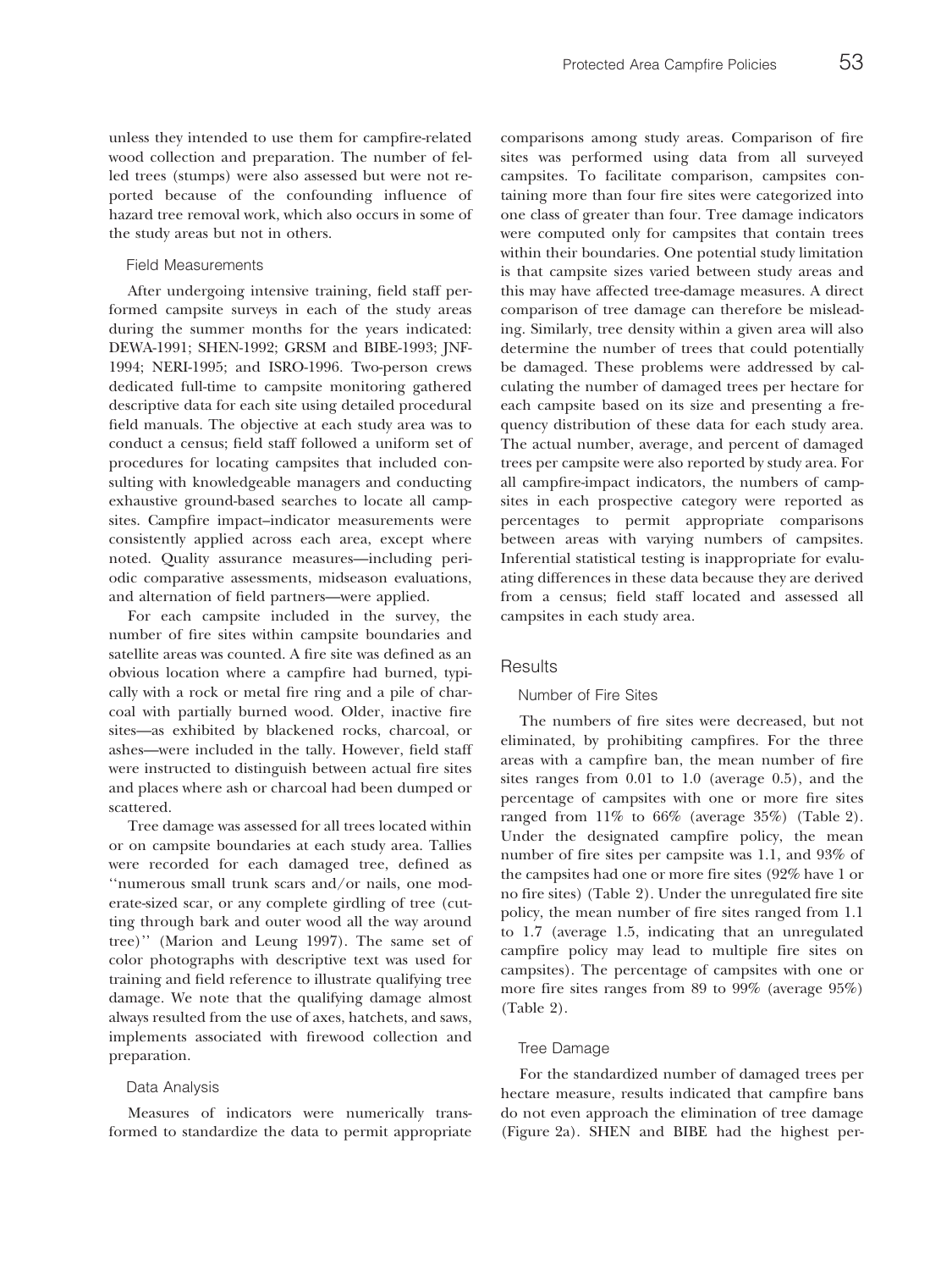unless they intended to use them for campfire-related wood collection and preparation. The number of felled trees (stumps) were also assessed but were not reported because of the confounding influence of hazard tree removal work, which also occurs in some of the study areas but not in others.

### Field Measurements

After undergoing intensive training, field staff performed campsite surveys in each of the study areas during the summer months for the years indicated: DEWA-1991; SHEN-1992; GRSM and BIBE-1993; JNF-1994; NERI-1995; and ISRO-1996. Two-person crews dedicated full-time to campsite monitoring gathered descriptive data for each site using detailed procedural field manuals. The objective at each study area was to conduct a census; field staff followed a uniform set of procedures for locating campsites that included consulting with knowledgeable managers and conducting exhaustive ground-based searches to locate all campsites. Campfire impact–indicator measurements were consistently applied across each area, except where noted. Quality assurance measures—including periodic comparative assessments, midseason evaluations, and alternation of field partners—were applied.

For each campsite included in the survey, the number of fire sites within campsite boundaries and satellite areas was counted. A fire site was defined as an obvious location where a campfire had burned, typically with a rock or metal fire ring and a pile of charcoal with partially burned wood. Older, inactive fire sites—as exhibited by blackened rocks, charcoal, or ashes—were included in the tally. However, field staff were instructed to distinguish between actual fire sites and places where ash or charcoal had been dumped or scattered.

Tree damage was assessed for all trees located within or on campsite boundaries at each study area. Tallies were recorded for each damaged tree, defined as ''numerous small trunk scars and/or nails, one moderate-sized scar, or any complete girdling of tree (cutting through bark and outer wood all the way around tree)'' (Marion and Leung 1997). The same set of color photographs with descriptive text was used for training and field reference to illustrate qualifying tree damage. We note that the qualifying damage almost always resulted from the use of axes, hatchets, and saws, implements associated with firewood collection and preparation.

### Data Analysis

Measures of indicators were numerically transformed to standardize the data to permit appropriate comparisons among study areas. Comparison of fire sites was performed using data from all surveyed campsites. To facilitate comparison, campsites containing more than four fire sites were categorized into one class of greater than four. Tree damage indicators were computed only for campsites that contain trees within their boundaries. One potential study limitation is that campsite sizes varied between study areas and this may have affected tree-damage measures. A direct comparison of tree damage can therefore be misleading. Similarly, tree density within a given area will also determine the number of trees that could potentially be damaged. These problems were addressed by calculating the number of damaged trees per hectare for each campsite based on its size and presenting a frequency distribution of these data for each study area. The actual number, average, and percent of damaged trees per campsite were also reported by study area. For all campfire-impact indicators, the numbers of campsites in each prospective category were reported as percentages to permit appropriate comparisons between areas with varying numbers of campsites. Inferential statistical testing is inappropriate for evaluating differences in these data because they are derived from a census; field staff located and assessed all campsites in each study area.

## Results

### Number of Fire Sites

The numbers of fire sites were decreased, but not eliminated, by prohibiting campfires. For the three areas with a campfire ban, the mean number of fire sites ranges from 0.01 to 1.0 (average 0.5), and the percentage of campsites with one or more fire sites ranged from 11% to 66% (average 35%) (Table 2). Under the designated campfire policy, the mean number of fire sites per campsite was 1.1, and 93% of the campsites had one or more fire sites (92% have 1 or no fire sites) (Table 2). Under the unregulated fire site policy, the mean number of fire sites ranged from 1.1 to 1.7 (average 1.5, indicating that an unregulated campfire policy may lead to multiple fire sites on campsites). The percentage of campsites with one or more fire sites ranges from 89 to 99% (average 95%) (Table 2).

### Tree Damage

For the standardized number of damaged trees per hectare measure, results indicated that campfire bans do not even approach the elimination of tree damage (Figure 2a). SHEN and BIBE had the highest per-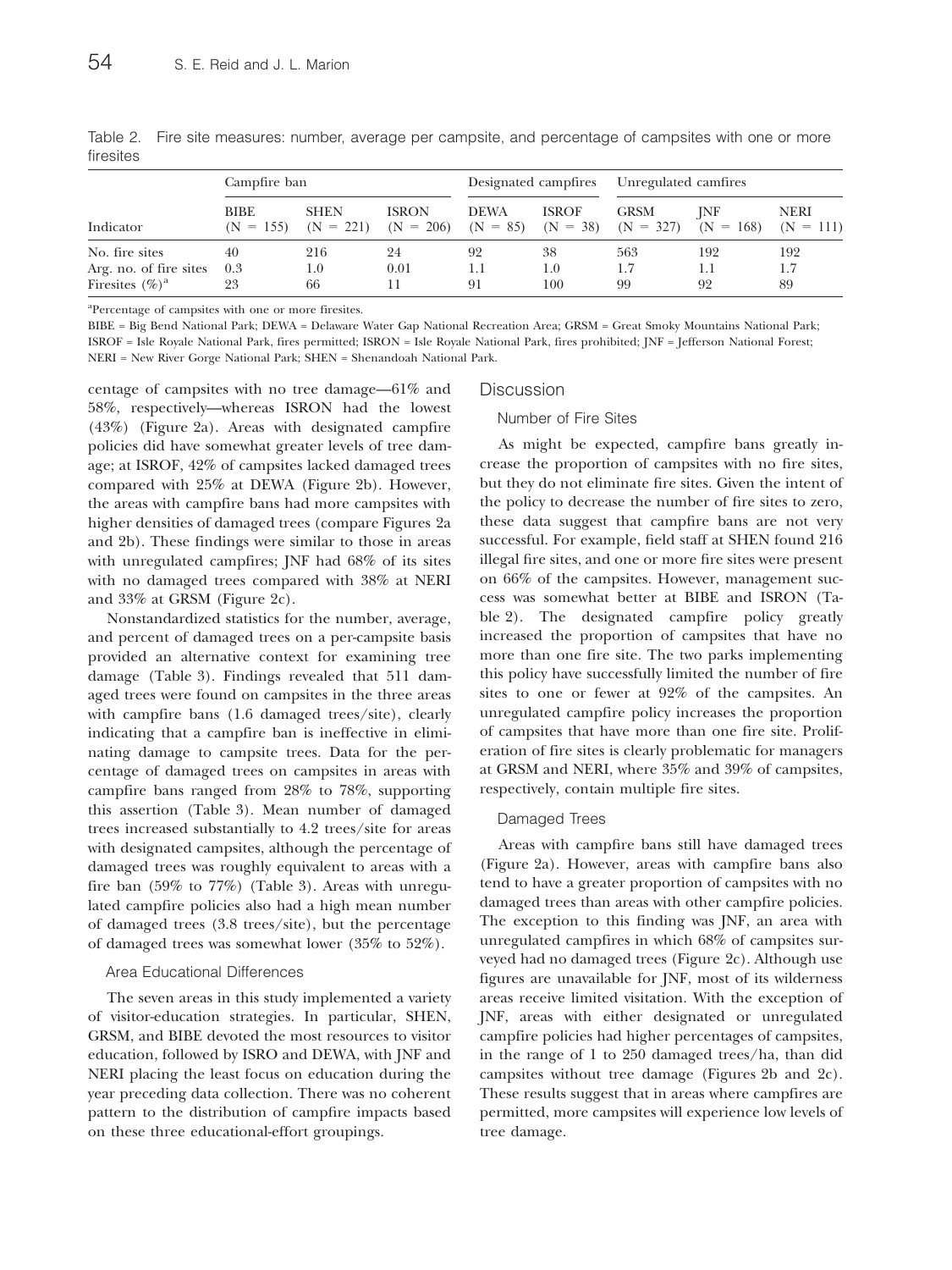Table 2. Fire site measures: number, average per campsite, and percentage of campsites with one or more firesites

| Indicator | Campfire ban | | | Designated campfires | | Unregulated camfires | | |
|---|---|---|---|---|---|---|---|---|
| | BIBE (N = 155) | SHEN (N = 221) | ISRON (N = 206) | DEWA (N = 85) | ISROF (N = 38) | GRSM (N = 327) | JNF (N = 168) | NERI (N = 111) |
| No. fire sites | 40 | 216 | 24 | 92 | 38 | 563 | 192 | 192 |
| Arg. no. of fire sites | 0.3 | 1.0 | 0.01 | 1.1 | 1.0 | 1.7 | 1.1 | 1.7 |
| Firesites (%)[a] | 23 | 66 | 11 | 91 | 100 | 99 | 92 | 89 |

[a]Percentage of campsites with one or more firesites.

BIBE = Big Bend National Park; DEWA = Delaware Water Gap National Recreation Area; GRSM = Great Smoky Mountains National Park; ISROF = Isle Royale National Park, fires permitted; ISRON = Isle Royale National Park, fires prohibited; JNF = Jefferson National Forest; NERI = New River Gorge National Park; SHEN = Shenandoah National Park.

centage of campsites with no tree damage—61% and 58%, respectively—whereas ISRON had the lowest (43%) (Figure 2a). Areas with designated campfire policies did have somewhat greater levels of tree damage; at ISROF, 42% of campsites lacked damaged trees compared with 25% at DEWA (Figure 2b). However, the areas with campfire bans had more campsites with higher densities of damaged trees (compare Figures 2a and 2b). These findings were similar to those in areas with unregulated campfires; JNF had 68% of its sites with no damaged trees compared with 38% at NERI and 33% at GRSM (Figure 2c).

Nonstandardized statistics for the number, average, and percent of damaged trees on a per-campsite basis provided an alternative context for examining tree damage (Table 3). Findings revealed that 511 damaged trees were found on campsites in the three areas with campfire bans (1.6 damaged trees/site), clearly indicating that a campfire ban is ineffective in eliminating damage to campsite trees. Data for the percentage of damaged trees on campsites in areas with campfire bans ranged from 28% to 78%, supporting this assertion (Table 3). Mean number of damaged trees increased substantially to 4.2 trees/site for areas with designated campsites, although the percentage of damaged trees was roughly equivalent to areas with a fire ban (59% to 77%) (Table 3). Areas with unregulated campfire policies also had a high mean number of damaged trees (3.8 trees/site), but the percentage of damaged trees was somewhat lower (35% to 52%).

### Area Educational Differences

The seven areas in this study implemented a variety of visitor-education strategies. In particular, SHEN, GRSM, and BIBE devoted the most resources to visitor education, followed by ISRO and DEWA, with JNF and NERI placing the least focus on education during the year preceding data collection. There was no coherent pattern to the distribution of campfire impacts based on these three educational-effort groupings.

## Discussion

### Number of Fire Sites

As might be expected, campfire bans greatly increase the proportion of campsites with no fire sites, but they do not eliminate fire sites. Given the intent of the policy to decrease the number of fire sites to zero, these data suggest that campfire bans are not very successful. For example, field staff at SHEN found 216 illegal fire sites, and one or more fire sites were present on 66% of the campsites. However, management success was somewhat better at BIBE and ISRON (Table 2). The designated campfire policy greatly increased the proportion of campsites that have no more than one fire site. The two parks implementing this policy have successfully limited the number of fire sites to one or fewer at 92% of the campsites. An unregulated campfire policy increases the proportion of campsites that have more than one fire site. Proliferation of fire sites is clearly problematic for managers at GRSM and NERI, where 35% and 39% of campsites, respectively, contain multiple fire sites.

### Damaged Trees

Areas with campfire bans still have damaged trees (Figure 2a). However, areas with campfire bans also tend to have a greater proportion of campsites with no damaged trees than areas with other campfire policies. The exception to this finding was JNF, an area with unregulated campfires in which 68% of campsites surveyed had no damaged trees (Figure 2c). Although use figures are unavailable for JNF, most of its wilderness areas receive limited visitation. With the exception of JNF, areas with either designated or unregulated campfire policies had higher percentages of campsites, in the range of 1 to 250 damaged trees/ha, than did campsites without tree damage (Figures 2b and 2c). These results suggest that in areas where campfires are permitted, more campsites will experience low levels of tree damage.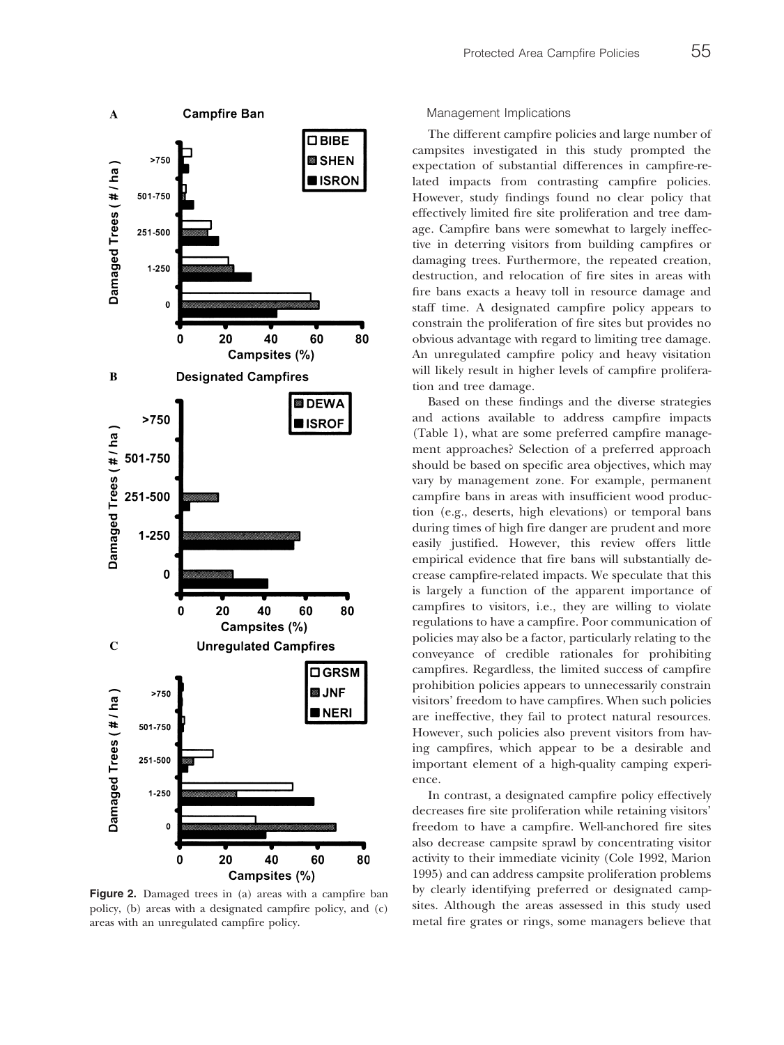**Figure 2.** Damaged trees in (a) areas with a campfire ban policy, (b) areas with a designated campfire policy, and (c) areas with an unregulated campfire policy.

### Management Implications

The different campfire policies and large number of campsites investigated in this study prompted the expectation of substantial differences in campfire-related impacts from contrasting campfire policies. However, study findings found no clear policy that effectively limited fire site proliferation and tree damage. Campfire bans were somewhat to largely ineffective in deterring visitors from building campfires or damaging trees. Furthermore, the repeated creation, destruction, and relocation of fire sites in areas with fire bans exacts a heavy toll in resource damage and staff time. A designated campfire policy appears to constrain the proliferation of fire sites but provides no obvious advantage with regard to limiting tree damage. An unregulated campfire policy and heavy visitation will likely result in higher levels of campfire proliferation and tree damage.

Based on these findings and the diverse strategies and actions available to address campfire impacts (Table 1), what are some preferred campfire management approaches? Selection of a preferred approach should be based on specific area objectives, which may vary by management zone. For example, permanent campfire bans in areas with insufficient wood production (e.g., deserts, high elevations) or temporal bans during times of high fire danger are prudent and more easily justified. However, this review offers little empirical evidence that fire bans will substantially decrease campfire-related impacts. We speculate that this is largely a function of the apparent importance of campfires to visitors, i.e., they are willing to violate regulations to have a campfire. Poor communication of policies may also be a factor, particularly relating to the conveyance of credible rationales for prohibiting campfires. Regardless, the limited success of campfire prohibition policies appears to unnecessarily constrain visitors' freedom to have campfires. When such policies are ineffective, they fail to protect natural resources. However, such policies also prevent visitors from having campfires, which appear to be a desirable and important element of a high-quality camping experience.

In contrast, a designated campfire policy effectively decreases fire site proliferation while retaining visitors' freedom to have a campfire. Well-anchored fire sites also decrease campsite sprawl by concentrating visitor activity to their immediate vicinity (Cole 1992, Marion 1995) and can address campsite proliferation problems by clearly identifying preferred or designated campsites. Although the areas assessed in this study used metal fire grates or rings, some managers believe that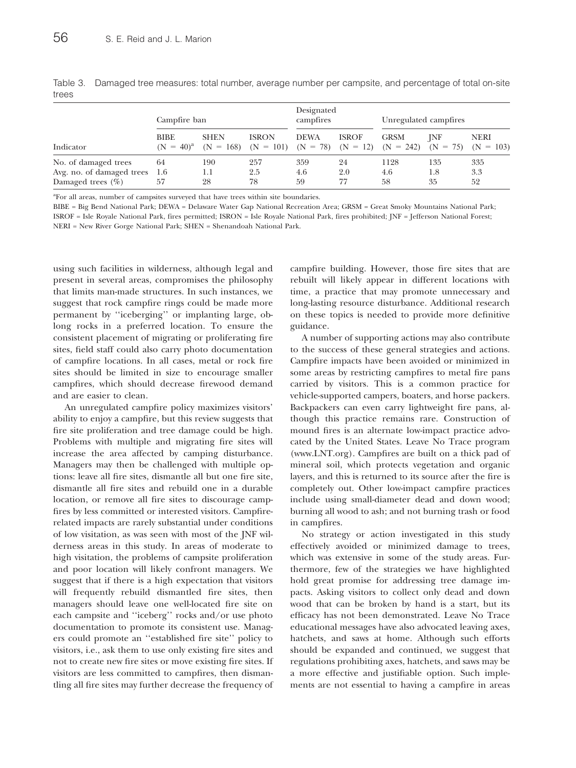Table 3. Damaged tree measures: total number, average number per campsite, and percentage of total on-site trees

| | Campfire ban | | | Designated campfires | | Unregulated campfires | | |
|---|---|---|---|---|---|---|---|---|
| Indicator | BIBE (N = 40)[a] | SHEN (N = 168) | ISRON (N = 101) | DEWA (N = 78) | ISROF (N = 12) | GRSM (N = 242) | JNF (N = 75) | NERI (N = 103) |
| No. of damaged trees | 64 | 190 | 257 | 359 | 24 | 1128 | 135 | 335 |
| Avg. no. of damaged trees | 1.6 | 1.1 | 2.5 | 4.6 | 2.0 | 4.6 | 1.8 | 3.3 |
| Damaged trees (%) | 57 | 28 | 78 | 59 | 77 | 58 | 35 | 52 |

[a]For all areas, number of campsites surveyed that have trees within site boundaries.

BIBE = Big Bend National Park; DEWA = Delaware Water Gap National Recreation Area; GRSM = Great Smoky Mountains National Park; ISROF = Isle Royale National Park, fires permitted; ISRON = Isle Royale National Park, fires prohibited; JNF = Jefferson National Forest; NERI = New River Gorge National Park; SHEN = Shenandoah National Park.

using such facilities in wilderness, although legal and present in several areas, compromises the philosophy that limits man-made structures. In such instances, we suggest that rock campfire rings could be made more permanent by ''iceberging'' or implanting large, oblong rocks in a preferred location. To ensure the consistent placement of migrating or proliferating fire sites, field staff could also carry photo documentation of campfire locations. In all cases, metal or rock fire sites should be limited in size to encourage smaller campfires, which should decrease firewood demand and are easier to clean.

An unregulated campfire policy maximizes visitors' ability to enjoy a campfire, but this review suggests that fire site proliferation and tree damage could be high. Problems with multiple and migrating fire sites will increase the area affected by camping disturbance. Managers may then be challenged with multiple options: leave all fire sites, dismantle all but one fire site, dismantle all fire sites and rebuild one in a durable location, or remove all fire sites to discourage campfires by less committed or interested visitors. Campfire-related impacts are rarely substantial under conditions of low visitation, as was seen with most of the JNF wilderness areas in this study. In areas of moderate to high visitation, the problems of campsite proliferation and poor location will likely confront managers. We suggest that if there is a high expectation that visitors will frequently rebuild dismantled fire sites, then managers should leave one well-located fire site on each campsite and ''iceberg'' rocks and/or use photo documentation to promote its consistent use. Managers could promote an ''established fire site'' policy to visitors, i.e., ask them to use only existing fire sites and not to create new fire sites or move existing fire sites. If visitors are less committed to campfires, then dismantling all fire sites may further decrease the frequency of campfire building. However, those fire sites that are rebuilt will likely appear in different locations with time, a practice that may promote unnecessary and long-lasting resource disturbance. Additional research on these topics is needed to provide more definitive guidance.

A number of supporting actions may also contribute to the success of these general strategies and actions. Campfire impacts have been avoided or minimized in some areas by restricting campfires to metal fire pans carried by visitors. This is a common practice for vehicle-supported campers, boaters, and horse packers. Backpackers can even carry lightweight fire pans, although this practice remains rare. Construction of mound fires is an alternate low-impact practice advocated by the United States. Leave No Trace program (www.LNT.org). Campfires are built on a thick pad of mineral soil, which protects vegetation and organic layers, and this is returned to its source after the fire is completely out. Other low-impact campfire practices include using small-diameter dead and down wood; burning all wood to ash; and not burning trash or food in campfires.

No strategy or action investigated in this study effectively avoided or minimized damage to trees, which was extensive in some of the study areas. Furthermore, few of the strategies we have highlighted hold great promise for addressing tree damage impacts. Asking visitors to collect only dead and down wood that can be broken by hand is a start, but its efficacy has not been demonstrated. Leave No Trace educational messages have also advocated leaving axes, hatchets, and saws at home. Although such efforts should be expanded and continued, we suggest that regulations prohibiting axes, hatchets, and saws may be a more effective and justifiable option. Such implements are not essential to having a campfire in areas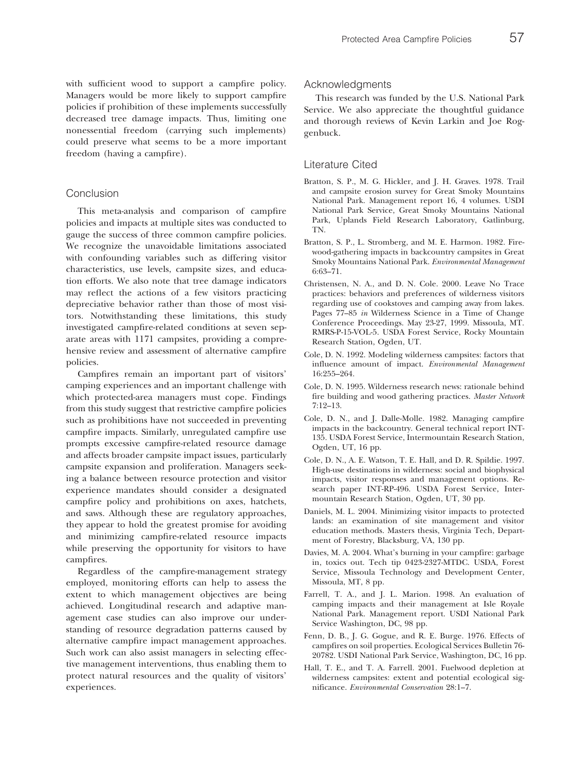with sufficient wood to support a campfire policy. Managers would be more likely to support campfire policies if prohibition of these implements successfully decreased tree damage impacts. Thus, limiting one nonessential freedom (carrying such implements) could preserve what seems to be a more important freedom (having a campfire).

## Conclusion

This meta-analysis and comparison of campfire policies and impacts at multiple sites was conducted to gauge the success of three common campfire policies. We recognize the unavoidable limitations associated with confounding variables such as differing visitor characteristics, use levels, campsite sizes, and education efforts. We also note that tree damage indicators may reflect the actions of a few visitors practicing depreciative behavior rather than those of most visitors. Notwithstanding these limitations, this study investigated campfire-related conditions at seven separate areas with 1171 campsites, providing a comprehensive review and assessment of alternative campfire policies.

Campfires remain an important part of visitors' camping experiences and an important challenge with which protected-area managers must cope. Findings from this study suggest that restrictive campfire policies such as prohibitions have not succeeded in preventing campfire impacts. Similarly, unregulated campfire use prompts excessive campfire-related resource damage and affects broader campsite impact issues, particularly campsite expansion and proliferation. Managers seeking a balance between resource protection and visitor experience mandates should consider a designated campfire policy and prohibitions on axes, hatchets, and saws. Although these are regulatory approaches, they appear to hold the greatest promise for avoiding and minimizing campfire-related resource impacts while preserving the opportunity for visitors to have campfires.

Regardless of the campfire-management strategy employed, monitoring efforts can help to assess the extent to which management objectives are being achieved. Longitudinal research and adaptive management case studies can also improve our understanding of resource degradation patterns caused by alternative campfire impact management approaches. Such work can also assist managers in selecting effective management interventions, thus enabling them to protect natural resources and the quality of visitors' experiences.

## Acknowledgments

This research was funded by the U.S. National Park Service. We also appreciate the thoughtful guidance and thorough reviews of Kevin Larkin and Joe Roggenbuck.

## Literature Cited

Bratton, S. P., M. G. Hickler, and J. H. Graves. 1978. Trail and campsite erosion survey for Great Smoky Mountains National Park. Management report 16, 4 volumes. USDI National Park Service, Great Smoky Mountains National Park, Uplands Field Research Laboratory, Gatlinburg, TN.

Bratton, S. P., L. Stromberg, and M. E. Harmon. 1982. Firewood-gathering impacts in backcountry campsites in Great Smoky Mountains National Park. *Environmental Management* 6:63–71.

Christensen, N. A., and D. N. Cole. 2000. Leave No Trace practices: behaviors and preferences of wilderness visitors regarding use of cookstoves and camping away from lakes. Pages 77–85 *in* Wilderness Science in a Time of Change Conference Proceedings. May 23-27, 1999. Missoula, MT. RMRS-P-15-VOL-5. USDA Forest Service, Rocky Mountain Research Station, Ogden, UT.

Cole, D. N. 1992. Modeling wilderness campsites: factors that influence amount of impact. *Environmental Management* 16:255–264.

Cole, D. N. 1995. Wilderness research news: rationale behind fire building and wood gathering practices. *Master Network* 7:12–13.

Cole, D. N., and J. Dalle-Molle. 1982. Managing campfire impacts in the backcountry. General technical report INT-135. USDA Forest Service, Intermountain Research Station, Ogden, UT, 16 pp.

Cole, D. N., A. E. Watson, T. E. Hall, and D. R. Spildie. 1997. High-use destinations in wilderness: social and biophysical impacts, visitor responses and management options. Research paper INT-RP-496. USDA Forest Service, Intermountain Research Station, Ogden, UT, 30 pp.

Daniels, M. L. 2004. Minimizing visitor impacts to protected lands: an examination of site management and visitor education methods. Masters thesis, Virginia Tech, Department of Forestry, Blacksburg, VA, 130 pp.

Davies, M. A. 2004. What's burning in your campfire: garbage in, toxics out. Tech tip 0423-2327-MTDC. USDA, Forest Service, Missoula Technology and Development Center, Missoula, MT, 8 pp.

Farrell, T. A., and J. L. Marion. 1998. An evaluation of camping impacts and their management at Isle Royale National Park. Management report. USDI National Park Service Washington, DC, 98 pp.

Fenn, D. B., J. G. Gogue, and R. E. Burge. 1976. Effects of campfires on soil properties. Ecological Services Bulletin 76-20782. USDI National Park Service, Washington, DC, 16 pp.

Hall, T. E., and T. A. Farrell. 2001. Fuelwood depletion at wilderness campsites: extent and potential ecological significance. *Environmental Conservation* 28:1–7.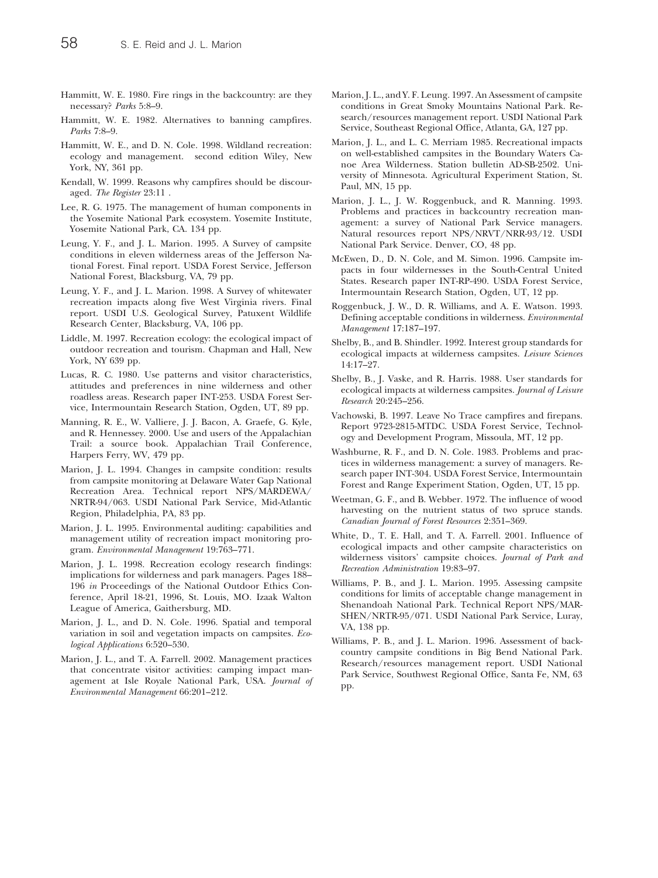Hammitt, W. E. 1980. Fire rings in the backcountry: are they necessary? *Parks* 5:8–9.

Hammitt, W. E. 1982. Alternatives to banning campfires. *Parks* 7:8–9.

Hammitt, W. E., and D. N. Cole. 1998. Wildland recreation: ecology and management. second edition Wiley, New York, NY, 361 pp.

Kendall, W. 1999. Reasons why campfires should be discouraged. *The Register* 23:11 .

Lee, R. G. 1975. The management of human components in the Yosemite National Park ecosystem. Yosemite Institute, Yosemite National Park, CA. 134 pp.

Leung, Y. F., and J. L. Marion. 1995. A Survey of campsite conditions in eleven wilderness areas of the Jefferson National Forest. Final report. USDA Forest Service, Jefferson National Forest, Blacksburg, VA, 79 pp.

Leung, Y. F., and J. L. Marion. 1998. A Survey of whitewater recreation impacts along five West Virginia rivers. Final report. USDI U.S. Geological Survey, Patuxent Wildlife Research Center, Blacksburg, VA, 106 pp.

Liddle, M. 1997. Recreation ecology: the ecological impact of outdoor recreation and tourism. Chapman and Hall, New York, NY 639 pp.

Lucas, R. C. 1980. Use patterns and visitor characteristics, attitudes and preferences in nine wilderness and other roadless areas. Research paper INT-253. USDA Forest Service, Intermountain Research Station, Ogden, UT, 89 pp.

Manning, R. E., W. Valliere, J. J. Bacon, A. Graefe, G. Kyle, and R. Hennessey. 2000. Use and users of the Appalachian Trail: a source book. Appalachian Trail Conference, Harpers Ferry, WV, 479 pp.

Marion, J. L. 1994. Changes in campsite condition: results from campsite monitoring at Delaware Water Gap National Recreation Area. Technical report NPS/MARDEWA/NRTR-94/063. USDI National Park Service, Mid-Atlantic Region, Philadelphia, PA, 83 pp.

Marion, J. L. 1995. Environmental auditing: capabilities and management utility of recreation impact monitoring program. *Environmental Management* 19:763–771.

Marion, J. L. 1998. Recreation ecology research findings: implications for wilderness and park managers. Pages 188–196 *in* Proceedings of the National Outdoor Ethics Conference, April 18-21, 1996, St. Louis, MO. Izaak Walton League of America, Gaithersburg, MD.

Marion, J. L., and D. N. Cole. 1996. Spatial and temporal variation in soil and vegetation impacts on campsites. *Ecological Applications* 6:520–530.

Marion, J. L., and T. A. Farrell. 2002. Management practices that concentrate visitor activities: camping impact management at Isle Royale National Park, USA. *Journal of Environmental Management* 66:201–212.

Marion, J. L., and Y. F. Leung. 1997. An Assessment of campsite conditions in Great Smoky Mountains National Park. Research/resources management report. USDI National Park Service, Southeast Regional Office, Atlanta, GA, 127 pp.

Marion, J. L., and L. C. Merriam 1985. Recreational impacts on well-established campsites in the Boundary Waters Canoe Area Wilderness. Station bulletin AD-SB-2502. University of Minnesota. Agricultural Experiment Station, St. Paul, MN, 15 pp.

Marion, J. L., J. W. Roggenbuck, and R. Manning. 1993. Problems and practices in backcountry recreation management: a survey of National Park Service managers. Natural resources report NPS/NRVT/NRR-93/12. USDI National Park Service. Denver, CO, 48 pp.

McEwen, D., D. N. Cole, and M. Simon. 1996. Campsite impacts in four wildernesses in the South-Central United States. Research paper INT-RP-490. USDA Forest Service, Intermountain Research Station, Ogden, UT, 12 pp.

Roggenbuck, J. W., D. R. Williams, and A. E. Watson. 1993. Defining acceptable conditions in wilderness. *Environmental Management* 17:187–197.

Shelby, B., and B. Shindler. 1992. Interest group standards for ecological impacts at wilderness campsites. *Leisure Sciences* 14:17–27.

Shelby, B., J. Vaske, and R. Harris. 1988. User standards for ecological impacts at wilderness campsites. *Journal of Leisure Research* 20:245–256.

Vachowski, B. 1997. Leave No Trace campfires and firepans. Report 9723-2815-MTDC. USDA Forest Service, Technology and Development Program, Missoula, MT, 12 pp.

Washburne, R. F., and D. N. Cole. 1983. Problems and practices in wilderness management: a survey of managers. Research paper INT-304. USDA Forest Service, Intermountain Forest and Range Experiment Station, Ogden, UT, 15 pp.

Weetman, G. F., and B. Webber. 1972. The influence of wood harvesting on the nutrient status of two spruce stands. *Canadian Journal of Forest Resources* 2:351–369.

White, D., T. E. Hall, and T. A. Farrell. 2001. Influence of ecological impacts and other campsite characteristics on wilderness visitors' campsite choices. *Journal of Park and Recreation Administration* 19:83–97.

Williams, P. B., and J. L. Marion. 1995. Assessing campsite conditions for limits of acceptable change management in Shenandoah National Park. Technical Report NPS/MARSHEN/NRTR-95/071. USDI National Park Service, Luray, VA, 138 pp.

Williams, P. B., and J. L. Marion. 1996. Assessment of backcountry campsite conditions in Big Bend National Park. Research/resources management report. USDI National Park Service, Southwest Regional Office, Santa Fe, NM, 63 pp.